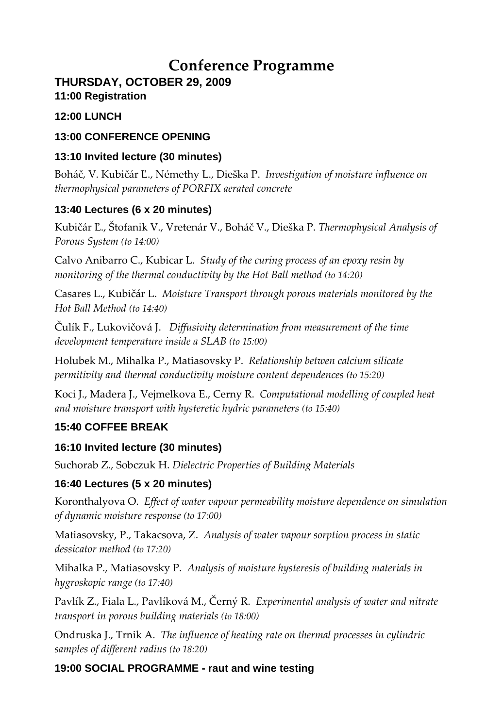# Conference Programme

## THURSDAY, OCTOBER 29, 2009

### 11:00 Registration

### 12:00 LUNCH

### 13:00 CONFERENCE OPENING

### 13:10 Invited lecture (30 minutes)

Boháč, V. Kubičár Ľ., Némethy L., Dieška P. *Investigation of moisture influence on thermophysical parameters of PORFIX aerated concrete*

### 13:40 Lectures (6 x 20 minutes)

Kubičár Ľ., Štofanik V., Vretenár V., Boháč V., Dieška P. *Thermophysical Analysis of Porous System (to 14:00)*

Calvo Anibarro C., Kubicar L. *Study of the curing process of an epoxy resin by monitoring of the thermal conductivity by the Hot Ball method (to 14:20)*

Casares L., Kubičár L. *Moisture Transport through porous materials monitored by the Hot Ball Method (to 14:40)*

Čulík F., Lukovičová J. *Diffusivity determination from measurement of the time development temperature inside a SLAB (to 15:00)*

Holubek M., Mihalka P., Matiasovsky P. *Relationship betwen calcium silicate permitivity and thermal conductivity moisture content dependences (to 15:20)*

Koci J., Madera J., Vejmelkova E., Cerny R. *Computational modelling of coupled heat and moisture transport with hysteretic hydric parameters (to 15:40)*

### 15:40 COFFEE BREAK

### 16:10 Invited lecture (30 minutes)

Suchorab Z., Sobczuk H. *Dielectric Properties of Building Materials*

### 16:40 Lectures (5 x 20 minutes)

Koronthalyova O. *Effect of water vapour permeability moisture dependence on simulation of dynamic moisture response (to 17:00)*

Matiasovsky, P., Takacsova, Z. *Analysis of water vapour sorption process in static dessicator method (to 17:20)*

Mihalka P., Matiasovsky P. *Analysis of moisture hysteresis of building materials in hygroskopic range (to 17:40)*

Pavlík Z., Fiala L., Pavlíková M., Černý R. *Experimental analysis of water and nitrate transport in porous building materials (to 18:00)*

Ondruska J., Trnik A. *The influence of heating rate on thermal processes in cylindric samples of different radius (to 18:20)*

### 19:00 SOCIAL PROGRAMME - raut and wine testing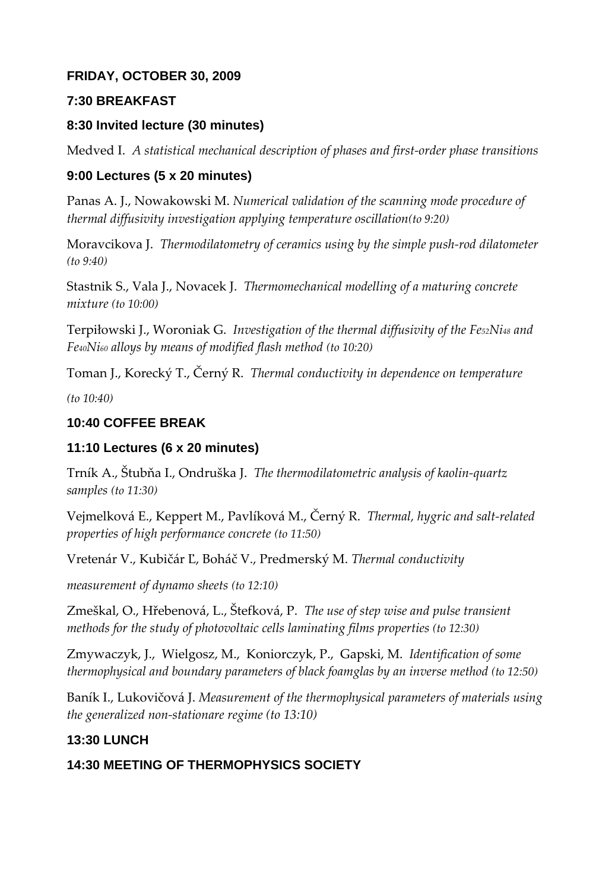**FRIDAY, OCTOBER 30, 2009**

**7:30 BREAKFAST**

**8:30 Invited lecture (30 minutes)**

Medved I. *A statistical mechanical description of phases and first-order phase transitions*

**9:00 Lectures (5 x 20 minutes)**

Panas A. J., Nowakowski M. *Numerical validation of the scanning mode procedure of thermal diffusivity investigation applying temperature oscillation(to 9:20)*

Moravcikova J. *Thermodilatometry of ceramics using by the simple push-rod dilatometer (to 9:40)*

Stastnik S., Vala J., Novacek J. *Thermomechanical modelling of a maturing concrete mixture (to 10:00)*

Terpiłowski J., Woroniak G. *Investigation of the thermal diffusivity of the $Fe_{52}Ni_{48}$ and $Fe_{40}Ni_{60}$ alloys by means of modified flash method (to 10:20)*

Toman J., Korecký T., Černý R. *Thermal conductivity in dependence on temperature (to 10:40)*

**10:40 COFFEE BREAK**

**11:10 Lectures (6 x 20 minutes)**

Trník A., Štubňa I., Ondruška J. *The thermodilatometric analysis of kaolin-quartz samples (to 11:30)*

Vejmelková E., Keppert M., Pavlíková M., Černý R. *Thermal, hygric and salt-related properties of high performance concrete (to 11:50)*

Vretenár V., Kubičár Ľ, Boháč V., Predmerský M. *Thermal conductivity measurement of dynamo sheets (to 12:10)*

Zmeškal, O., Hřebenová, L., Štefková, P. *The use of step wise and pulse transient methods for the study of photovoltaic cells laminating films properties (to 12:30)*

Zmywaczyk, J., Wielgosz, M., Koniorczyk, P., Gapski, M. *Identification of some thermophysical and boundary parameters of black foamglas by an inverse method (to 12:50)*

Baník I., Lukovičová J. *Measurement of the thermophysical parameters of materials using the generalized non-stationare regime (to 13:10)*

**13:30 LUNCH**

**14:30 MEETING OF THERMOPHYSICS SOCIETY**